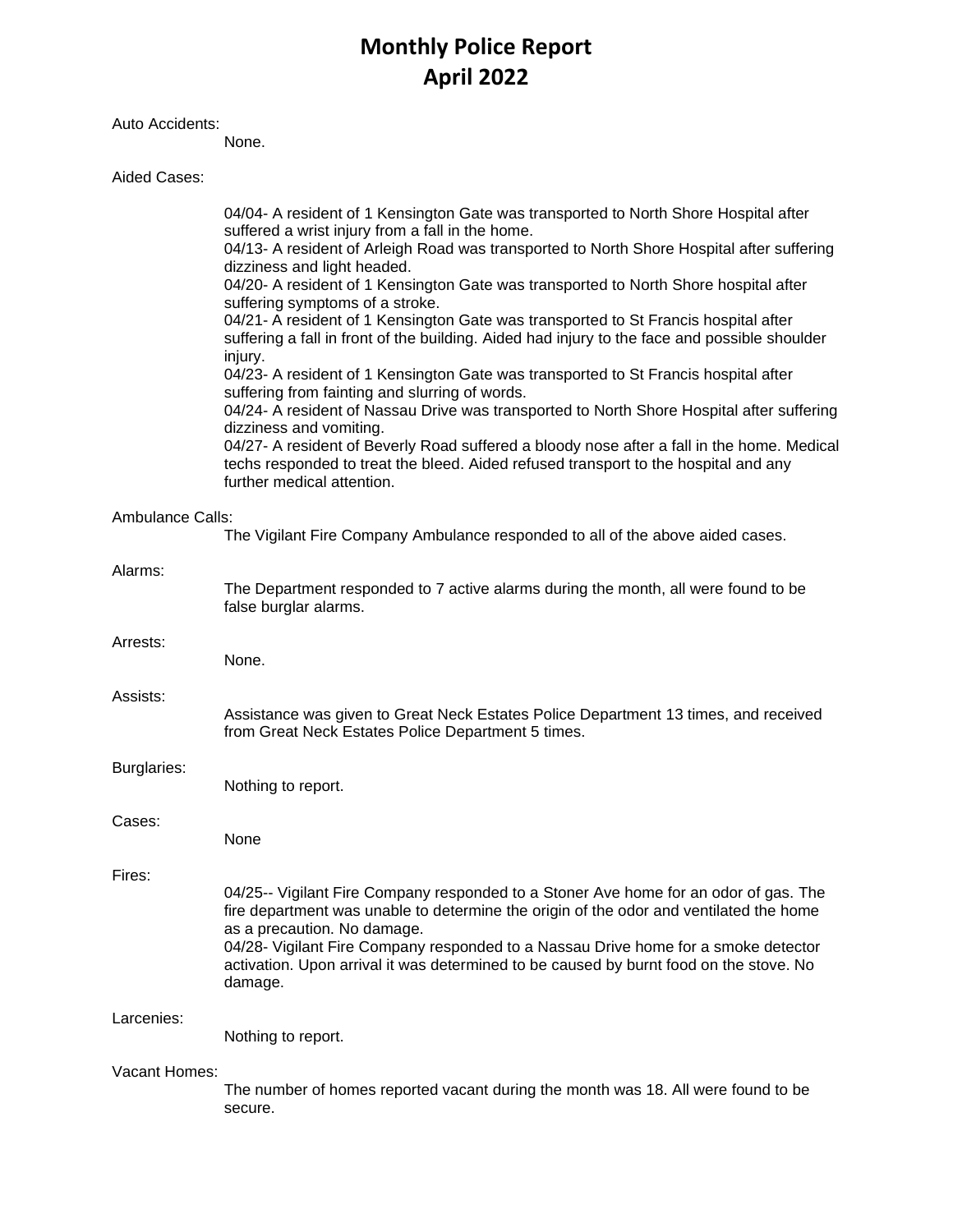# Monthly Police Report
# April 2022

Auto Accidents:

None.

Aided Cases:

04/04- A resident of 1 Kensington Gate was transported to North Shore Hospital after suffered a wrist injury from a fall in the home.
04/13- A resident of Arleigh Road was transported to North Shore Hospital after suffering dizziness and light headed.
04/20- A resident of 1 Kensington Gate was transported to North Shore hospital after suffering symptoms of a stroke.
04/21- A resident of 1 Kensington Gate was transported to St Francis hospital after suffering a fall in front of the building. Aided had injury to the face and possible shoulder injury.
04/23- A resident of 1 Kensington Gate was transported to St Francis hospital after suffering from fainting and slurring of words.
04/24- A resident of Nassau Drive was transported to North Shore Hospital after suffering dizziness and vomiting.
04/27- A resident of Beverly Road suffered a bloody nose after a fall in the home. Medical techs responded to treat the bleed. Aided refused transport to the hospital and any further medical attention.

Ambulance Calls:

The Vigilant Fire Company Ambulance responded to all of the above aided cases.

Alarms:

The Department responded to 7 active alarms during the month, all were found to be false burglar alarms.

Arrests:

None.

Assists:

Assistance was given to Great Neck Estates Police Department 13 times, and received from Great Neck Estates Police Department 5 times.

Burglaries:

Nothing to report.

Cases:

None

Fires:

04/25-- Vigilant Fire Company responded to a Stoner Ave home for an odor of gas. The fire department was unable to determine the origin of the odor and ventilated the home as a precaution. No damage.
04/28- Vigilant Fire Company responded to a Nassau Drive home for a smoke detector activation. Upon arrival it was determined to be caused by burnt food on the stove. No damage.

Larcenies:

Nothing to report.

Vacant Homes:

The number of homes reported vacant during the month was 18. All were found to be secure.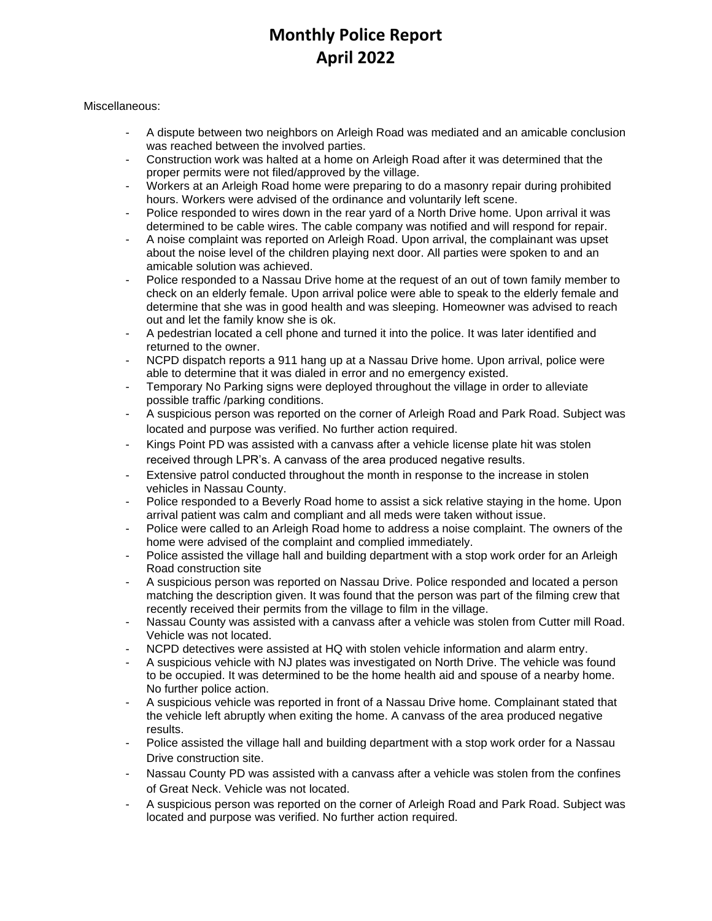# Monthly Police Report
# April 2022

Miscellaneous:

- A dispute between two neighbors on Arleigh Road was mediated and an amicable conclusion was reached between the involved parties.
- Construction work was halted at a home on Arleigh Road after it was determined that the proper permits were not filed/approved by the village.
- Workers at an Arleigh Road home were preparing to do a masonry repair during prohibited hours. Workers were advised of the ordinance and voluntarily left scene.
- Police responded to wires down in the rear yard of a North Drive home. Upon arrival it was determined to be cable wires. The cable company was notified and will respond for repair.
- A noise complaint was reported on Arleigh Road. Upon arrival, the complainant was upset about the noise level of the children playing next door. All parties were spoken to and an amicable solution was achieved.
- Police responded to a Nassau Drive home at the request of an out of town family member to check on an elderly female. Upon arrival police were able to speak to the elderly female and determine that she was in good health and was sleeping. Homeowner was advised to reach out and let the family know she is ok.
- A pedestrian located a cell phone and turned it into the police. It was later identified and returned to the owner.
- NCPD dispatch reports a 911 hang up at a Nassau Drive home. Upon arrival, police were able to determine that it was dialed in error and no emergency existed.
- Temporary No Parking signs were deployed throughout the village in order to alleviate possible traffic /parking conditions.
- A suspicious person was reported on the corner of Arleigh Road and Park Road. Subject was located and purpose was verified. No further action required.
- Kings Point PD was assisted with a canvass after a vehicle license plate hit was stolen received through LPR's. A canvass of the area produced negative results.
- Extensive patrol conducted throughout the month in response to the increase in stolen vehicles in Nassau County.
- Police responded to a Beverly Road home to assist a sick relative staying in the home. Upon arrival patient was calm and compliant and all meds were taken without issue.
- Police were called to an Arleigh Road home to address a noise complaint. The owners of the home were advised of the complaint and complied immediately.
- Police assisted the village hall and building department with a stop work order for an Arleigh Road construction site
- A suspicious person was reported on Nassau Drive. Police responded and located a person matching the description given. It was found that the person was part of the filming crew that recently received their permits from the village to film in the village.
- Nassau County was assisted with a canvass after a vehicle was stolen from Cutter mill Road. Vehicle was not located.
- NCPD detectives were assisted at HQ with stolen vehicle information and alarm entry.
- A suspicious vehicle with NJ plates was investigated on North Drive. The vehicle was found to be occupied. It was determined to be the home health aid and spouse of a nearby home. No further police action.
- A suspicious vehicle was reported in front of a Nassau Drive home. Complainant stated that the vehicle left abruptly when exiting the home. A canvass of the area produced negative results.
- Police assisted the village hall and building department with a stop work order for a Nassau Drive construction site.
- Nassau County PD was assisted with a canvass after a vehicle was stolen from the confines of Great Neck. Vehicle was not located.
- A suspicious person was reported on the corner of Arleigh Road and Park Road. Subject was located and purpose was verified. No further action required.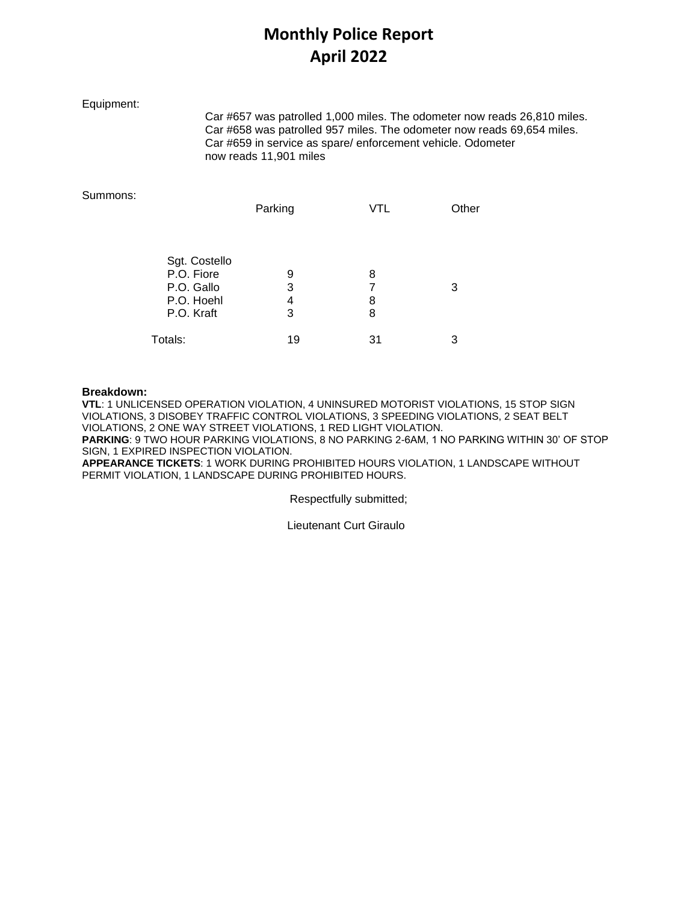# Monthly Police Report
# April 2022

Equipment:

Car #657 was patrolled 1,000 miles. The odometer now reads 26,810 miles.
Car #658 was patrolled 957 miles. The odometer now reads 69,654 miles.
Car #659 in service as spare/ enforcement vehicle. Odometer now reads 11,901 miles

Summons:

| | Parking | VTL | Other |
|---|---|---|---|
| Sgt. Costello | | | |
| P.O. Fiore | 9 | 8 | |
| P.O. Gallo | 3 | 7 | 3 |
| P.O. Hoehl | 4 | 8 | |
| P.O. Kraft | 3 | 8 | |
| Totals: | 19 | 31 | 3 |

**Breakdown:**

**VTL**: 1 UNLICENSED OPERATION VIOLATION, 4 UNINSURED MOTORIST VIOLATIONS, 15 STOP SIGN VIOLATIONS, 3 DISOBEY TRAFFIC CONTROL VIOLATIONS, 3 SPEEDING VIOLATIONS, 2 SEAT BELT VIOLATIONS, 2 ONE WAY STREET VIOLATIONS, 1 RED LIGHT VIOLATION.
**PARKING**: 9 TWO HOUR PARKING VIOLATIONS, 8 NO PARKING 2-6AM, 1 NO PARKING WITHIN 30' OF STOP SIGN, 1 EXPIRED INSPECTION VIOLATION.
**APPEARANCE TICKETS**: 1 WORK DURING PROHIBITED HOURS VIOLATION, 1 LANDSCAPE WITHOUT PERMIT VIOLATION, 1 LANDSCAPE DURING PROHIBITED HOURS.

Respectfully submitted;

Lieutenant Curt Giraulo